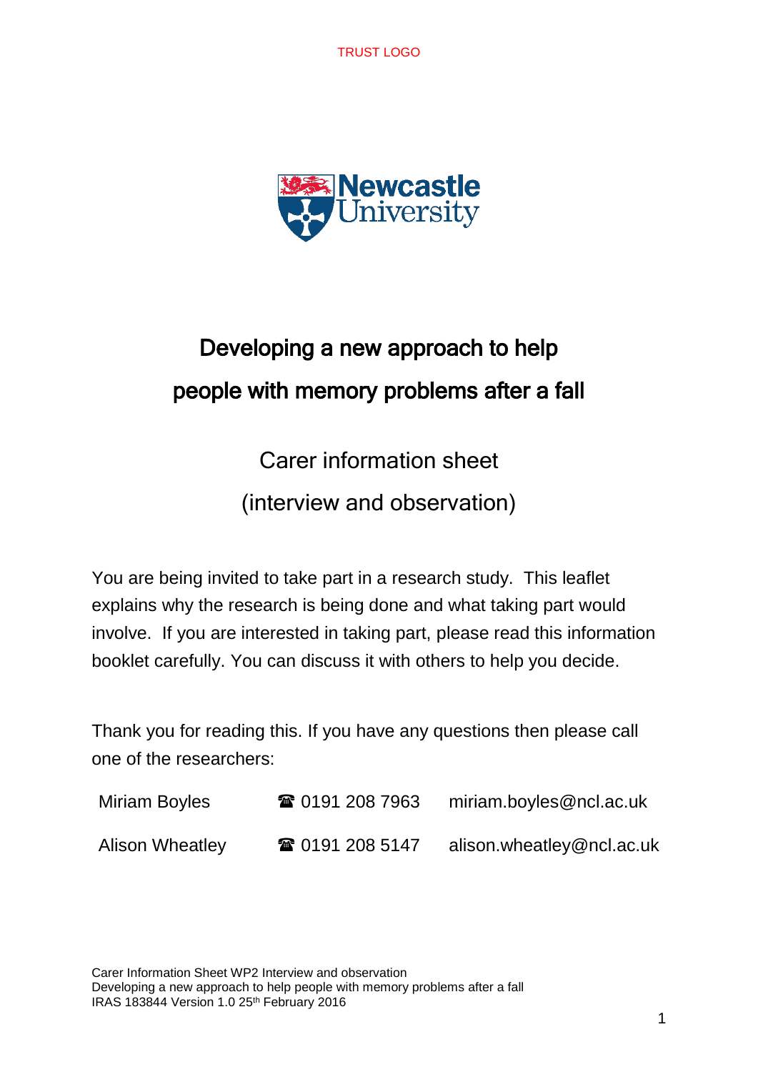TRUST LOGO

# Developing a new approach to help people with memory problems after a fall

## Carer information sheet (interview and observation)

You are being invited to take part in a research study. This leaflet explains why the research is being done and what taking part would involve. If you are interested in taking part, please read this information booklet carefully. You can discuss it with others to help you decide.

Thank you for reading this. If you have any questions then please call one of the researchers:

| | | |
|---|---|---|
| Miriam Boyles | ☎ 0191 208 7963 | miriam.boyles@ncl.ac.uk |
| Alison Wheatley | ☎ 0191 208 5147 | alison.wheatley@ncl.ac.uk |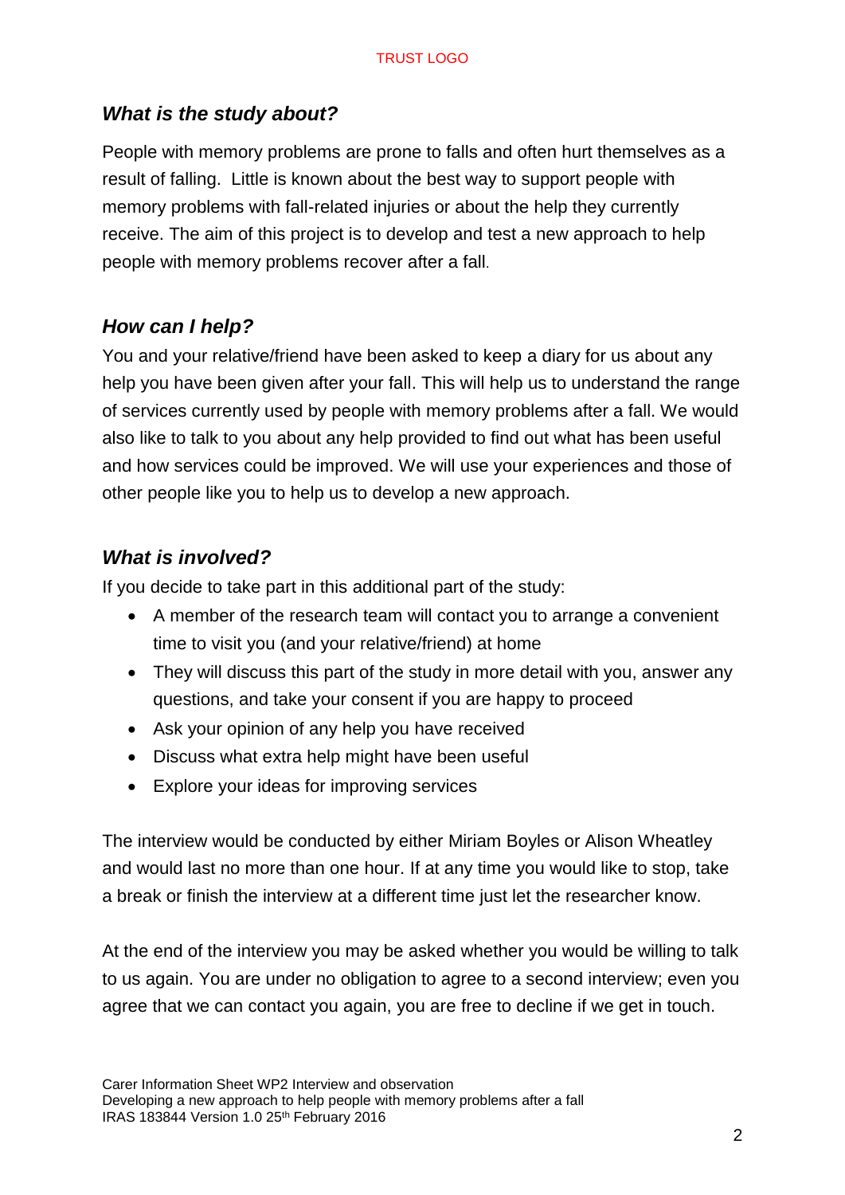## *What is the study about?*

People with memory problems are prone to falls and often hurt themselves as a result of falling. Little is known about the best way to support people with memory problems with fall-related injuries or about the help they currently receive. The aim of this project is to develop and test a new approach to help people with memory problems recover after a fall.

## *How can I help?*

You and your relative/friend have been asked to keep a diary for us about any help you have been given after your fall. This will help us to understand the range of services currently used by people with memory problems after a fall. We would also like to talk to you about any help provided to find out what has been useful and how services could be improved. We will use your experiences and those of other people like you to help us to develop a new approach.

## *What is involved?*

If you decide to take part in this additional part of the study:

- A member of the research team will contact you to arrange a convenient time to visit you (and your relative/friend) at home
- They will discuss this part of the study in more detail with you, answer any questions, and take your consent if you are happy to proceed
- Ask your opinion of any help you have received
- Discuss what extra help might have been useful
- Explore your ideas for improving services

The interview would be conducted by either Miriam Boyles or Alison Wheatley and would last no more than one hour. If at any time you would like to stop, take a break or finish the interview at a different time just let the researcher know.

At the end of the interview you may be asked whether you would be willing to talk to us again. You are under no obligation to agree to a second interview; even you agree that we can contact you again, you are free to decline if we get in touch.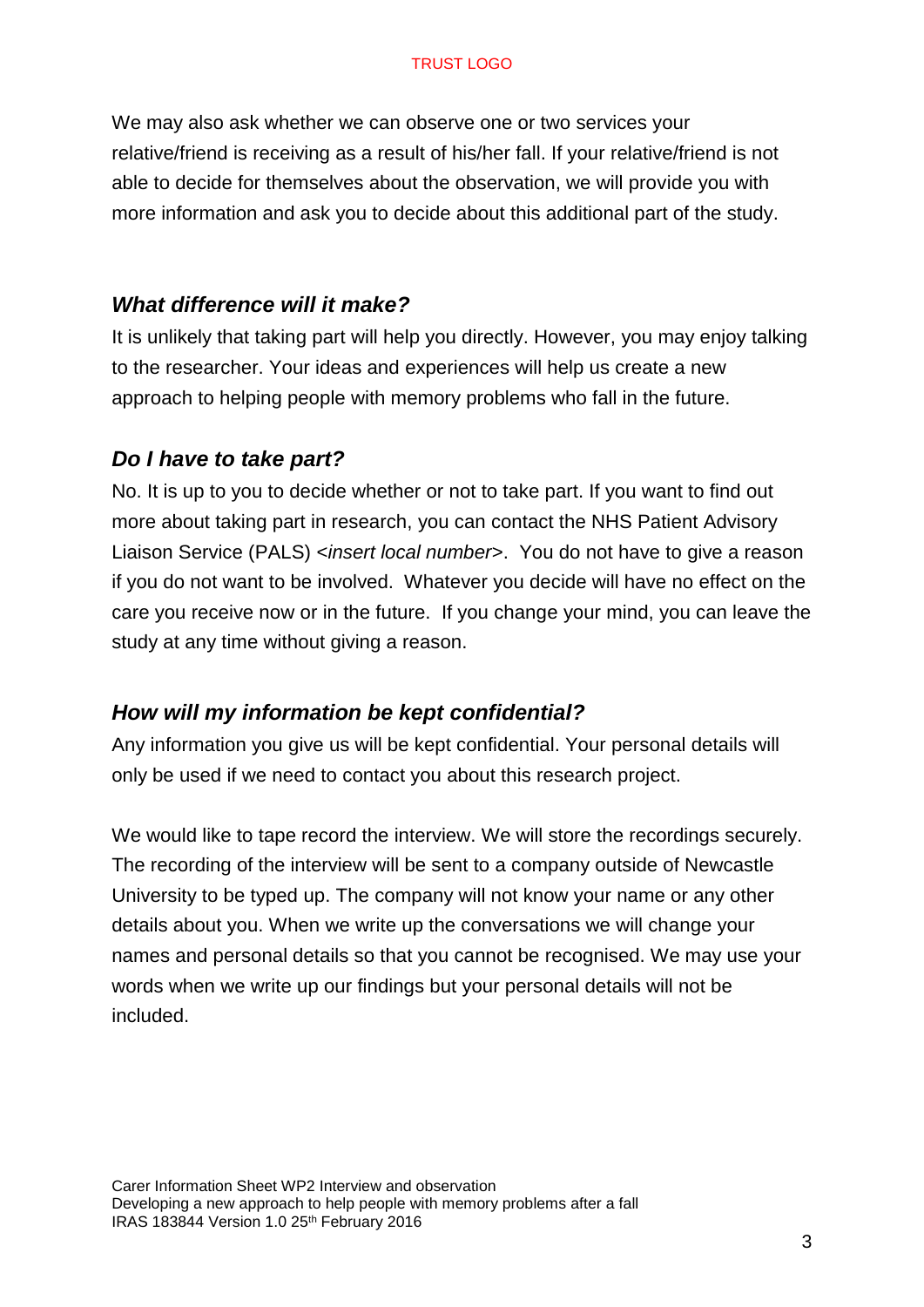We may also ask whether we can observe one or two services your relative/friend is receiving as a result of his/her fall. If your relative/friend is not able to decide for themselves about the observation, we will provide you with more information and ask you to decide about this additional part of the study.

## *What difference will it make?*

It is unlikely that taking part will help you directly. However, you may enjoy talking to the researcher. Your ideas and experiences will help us create a new approach to helping people with memory problems who fall in the future.

## *Do I have to take part?*

No. It is up to you to decide whether or not to take part. If you want to find out more about taking part in research, you can contact the NHS Patient Advisory Liaison Service (PALS) <*insert local number*>. You do not have to give a reason if you do not want to be involved. Whatever you decide will have no effect on the care you receive now or in the future. If you change your mind, you can leave the study at any time without giving a reason.

## *How will my information be kept confidential?*

Any information you give us will be kept confidential. Your personal details will only be used if we need to contact you about this research project.

We would like to tape record the interview. We will store the recordings securely. The recording of the interview will be sent to a company outside of Newcastle University to be typed up. The company will not know your name or any other details about you. When we write up the conversations we will change your names and personal details so that you cannot be recognised. We may use your words when we write up our findings but your personal details will not be included.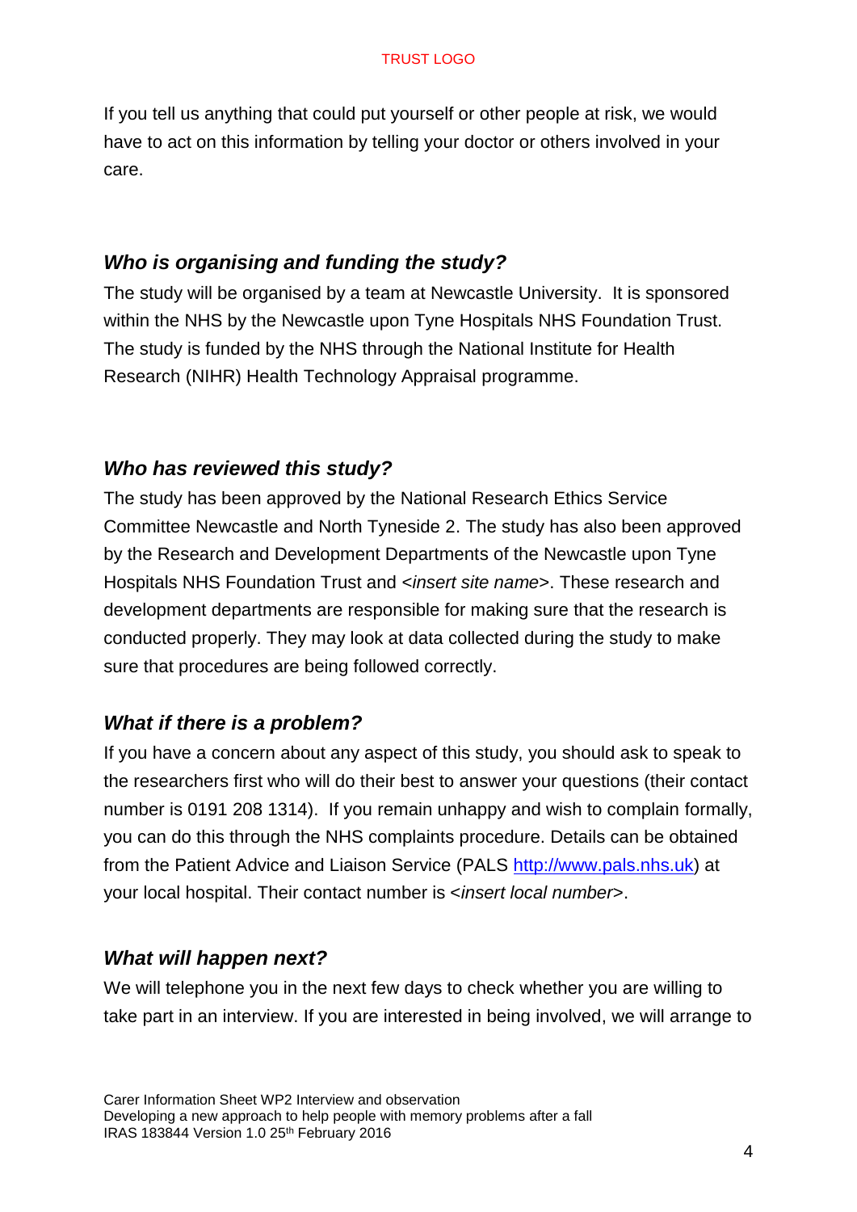If you tell us anything that could put yourself or other people at risk, we would have to act on this information by telling your doctor or others involved in your care.

### *Who is organising and funding the study?*

The study will be organised by a team at Newcastle University. It is sponsored within the NHS by the Newcastle upon Tyne Hospitals NHS Foundation Trust. The study is funded by the NHS through the National Institute for Health Research (NIHR) Health Technology Appraisal programme.

### *Who has reviewed this study?*

The study has been approved by the National Research Ethics Service Committee Newcastle and North Tyneside 2. The study has also been approved by the Research and Development Departments of the Newcastle upon Tyne Hospitals NHS Foundation Trust and <*insert site name*>. These research and development departments are responsible for making sure that the research is conducted properly. They may look at data collected during the study to make sure that procedures are being followed correctly.

### *What if there is a problem?*

If you have a concern about any aspect of this study, you should ask to speak to the researchers first who will do their best to answer your questions (their contact number is 0191 208 1314). If you remain unhappy and wish to complain formally, you can do this through the NHS complaints procedure. Details can be obtained from the Patient Advice and Liaison Service (PALS [http://www.pals.nhs.uk](http://www.pals.nhs.uk)) at your local hospital. Their contact number is <*insert local number*>.

### *What will happen next?*

We will telephone you in the next few days to check whether you are willing to take part in an interview. If you are interested in being involved, we will arrange to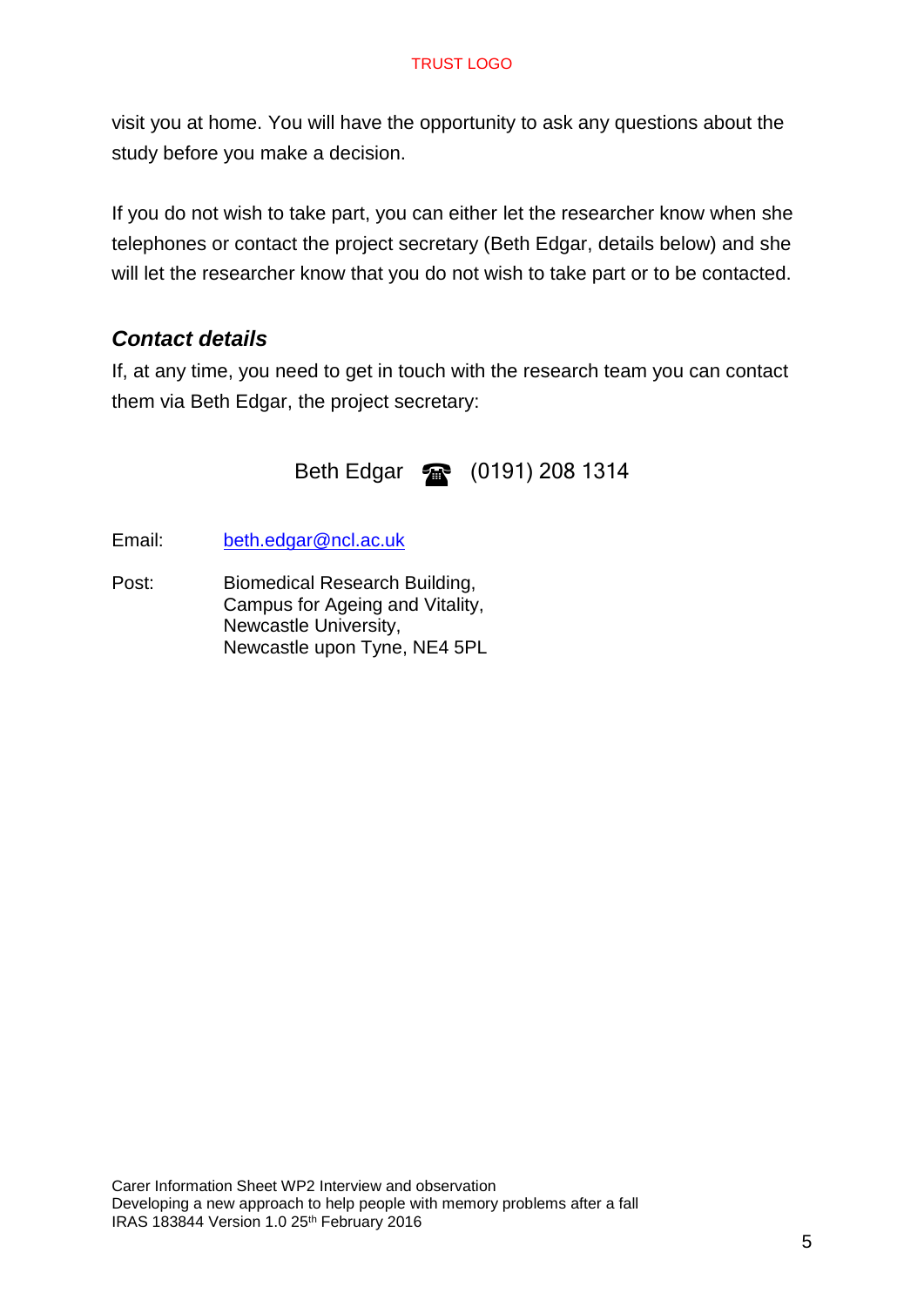visit you at home. You will have the opportunity to ask any questions about the study before you make a decision.

If you do not wish to take part, you can either let the researcher know when she telephones or contact the project secretary (Beth Edgar, details below) and she will let the researcher know that you do not wish to take part or to be contacted.

### ***Contact details***

If, at any time, you need to get in touch with the research team you can contact them via Beth Edgar, the project secretary:

Beth Edgar ☎ (0191) 208 1314

Email: beth.edgar@ncl.ac.uk

Post: Biomedical Research Building,
Campus for Ageing and Vitality,
Newcastle University,
Newcastle upon Tyne, NE4 5PL